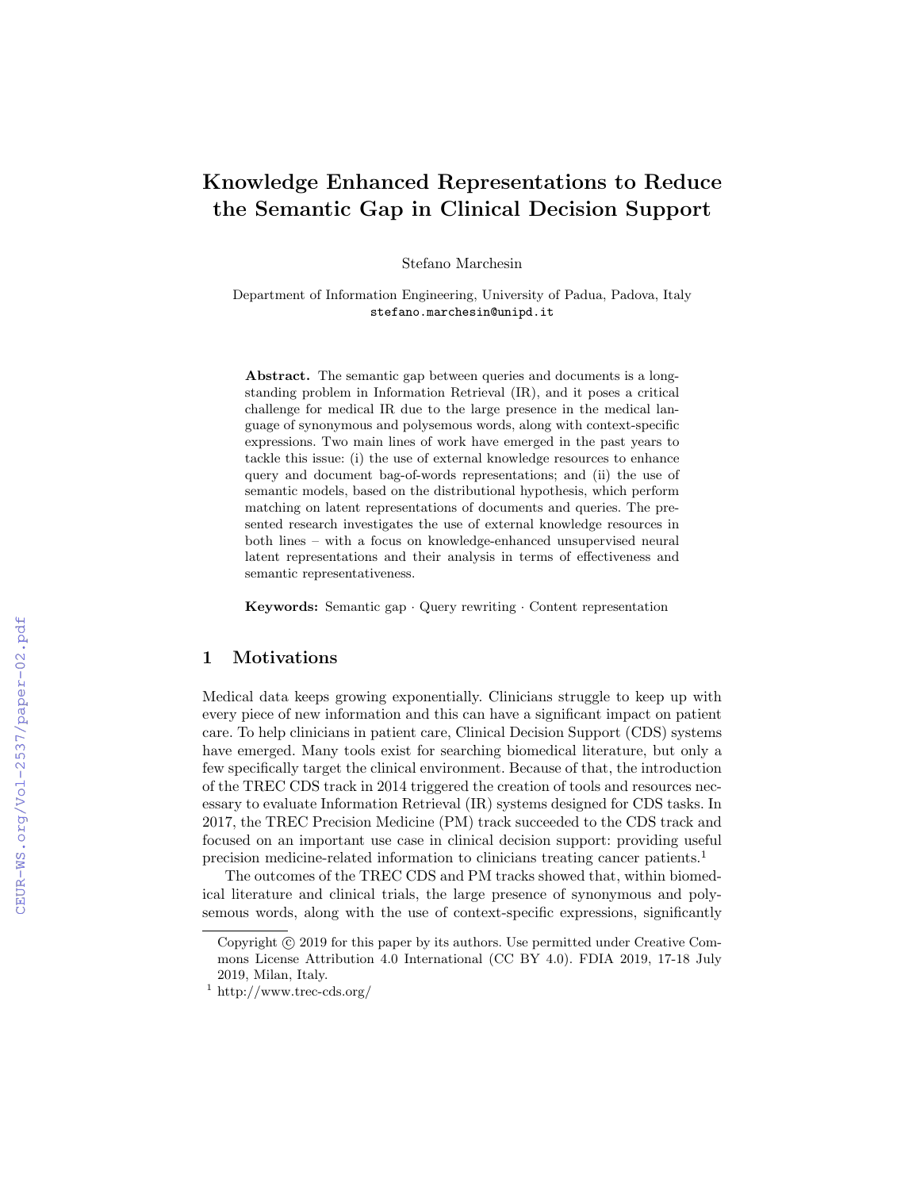# Knowledge Enhanced Representations to Reduce the Semantic Gap in Clinical Decision Support

Stefano Marchesin

Department of Information Engineering, University of Padua, Padova, Italy
stefano.marchesin@unipd.it

**Abstract.** The semantic gap between queries and documents is a long-standing problem in Information Retrieval (IR), and it poses a critical challenge for medical IR due to the large presence in the medical language of synonymous and polysemous words, along with context-specific expressions. Two main lines of work have emerged in the past years to tackle this issue: (i) the use of external knowledge resources to enhance query and document bag-of-words representations; and (ii) the use of semantic models, based on the distributional hypothesis, which perform matching on latent representations of documents and queries. The presented research investigates the use of external knowledge resources in both lines – with a focus on knowledge-enhanced unsupervised neural latent representations and their analysis in terms of effectiveness and semantic representativeness.

**Keywords:** Semantic gap · Query rewriting · Content representation

## 1 Motivations

Medical data keeps growing exponentially. Clinicians struggle to keep up with every piece of new information and this can have a significant impact on patient care. To help clinicians in patient care, Clinical Decision Support (CDS) systems have emerged. Many tools exist for searching biomedical literature, but only a few specifically target the clinical environment. Because of that, the introduction of the TREC CDS track in 2014 triggered the creation of tools and resources necessary to evaluate Information Retrieval (IR) systems designed for CDS tasks. In 2017, the TREC Precision Medicine (PM) track succeeded to the CDS track and focused on an important use case in clinical decision support: providing useful precision medicine-related information to clinicians treating cancer patients.[1]

The outcomes of the TREC CDS and PM tracks showed that, within biomedical literature and clinical trials, the large presence of synonymous and polysemous words, along with the use of context-specific expressions, significantly

Copyright © 2019 for this paper by its authors. Use permitted under Creative Commons License Attribution 4.0 International (CC BY 4.0). FDIA 2019, 17-18 July 2019, Milan, Italy.

[1] http://www.trec-cds.org/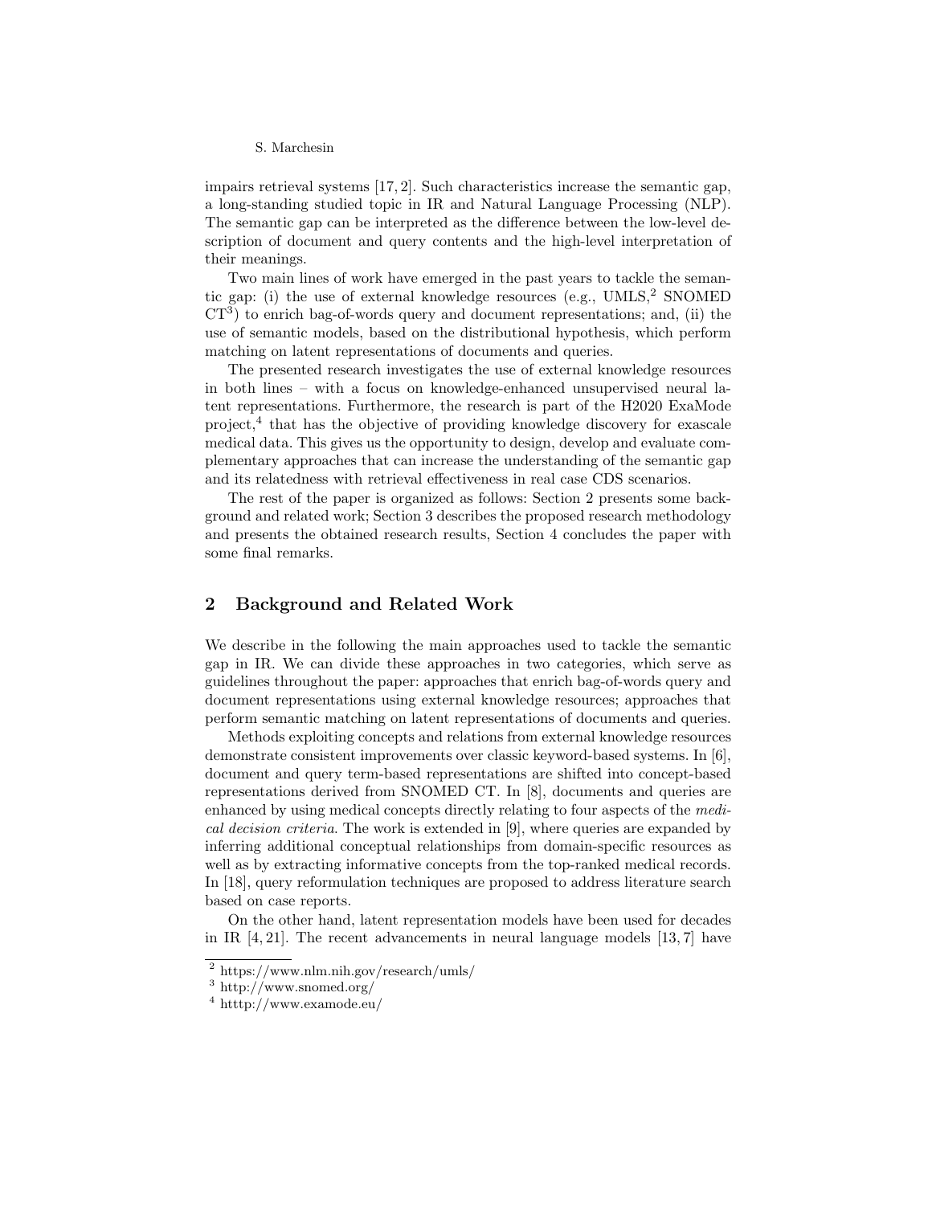impairs retrieval systems [17, 2]. Such characteristics increase the semantic gap, a long-standing studied topic in IR and Natural Language Processing (NLP). The semantic gap can be interpreted as the difference between the low-level description of document and query contents and the high-level interpretation of their meanings.

Two main lines of work have emerged in the past years to tackle the semantic gap: (i) the use of external knowledge resources (e.g., UMLS,[2] SNOMED CT[3]) to enrich bag-of-words query and document representations; and, (ii) the use of semantic models, based on the distributional hypothesis, which perform matching on latent representations of documents and queries.

The presented research investigates the use of external knowledge resources in both lines – with a focus on knowledge-enhanced unsupervised neural latent representations. Furthermore, the research is part of the H2020 ExaMode project,[4] that has the objective of providing knowledge discovery for exascale medical data. This gives us the opportunity to design, develop and evaluate complementary approaches that can increase the understanding of the semantic gap and its relatedness with retrieval effectiveness in real case CDS scenarios.

The rest of the paper is organized as follows: Section 2 presents some background and related work; Section 3 describes the proposed research methodology and presents the obtained research results, Section 4 concludes the paper with some final remarks.

## 2 Background and Related Work

We describe in the following the main approaches used to tackle the semantic gap in IR. We can divide these approaches in two categories, which serve as guidelines throughout the paper: approaches that enrich bag-of-words query and document representations using external knowledge resources; approaches that perform semantic matching on latent representations of documents and queries.

Methods exploiting concepts and relations from external knowledge resources demonstrate consistent improvements over classic keyword-based systems. In [6], document and query term-based representations are shifted into concept-based representations derived from SNOMED CT. In [8], documents and queries are enhanced by using medical concepts directly relating to four aspects of the *medical decision criteria*. The work is extended in [9], where queries are expanded by inferring additional conceptual relationships from domain-specific resources as well as by extracting informative concepts from the top-ranked medical records. In [18], query reformulation techniques are proposed to address literature search based on case reports.

On the other hand, latent representation models have been used for decades in IR [4, 21]. The recent advancements in neural language models [13, 7] have

[2] https://www.nlm.nih.gov/research/umls/

[3] http://www.snomed.org/

[4] htttp://www.examode.eu/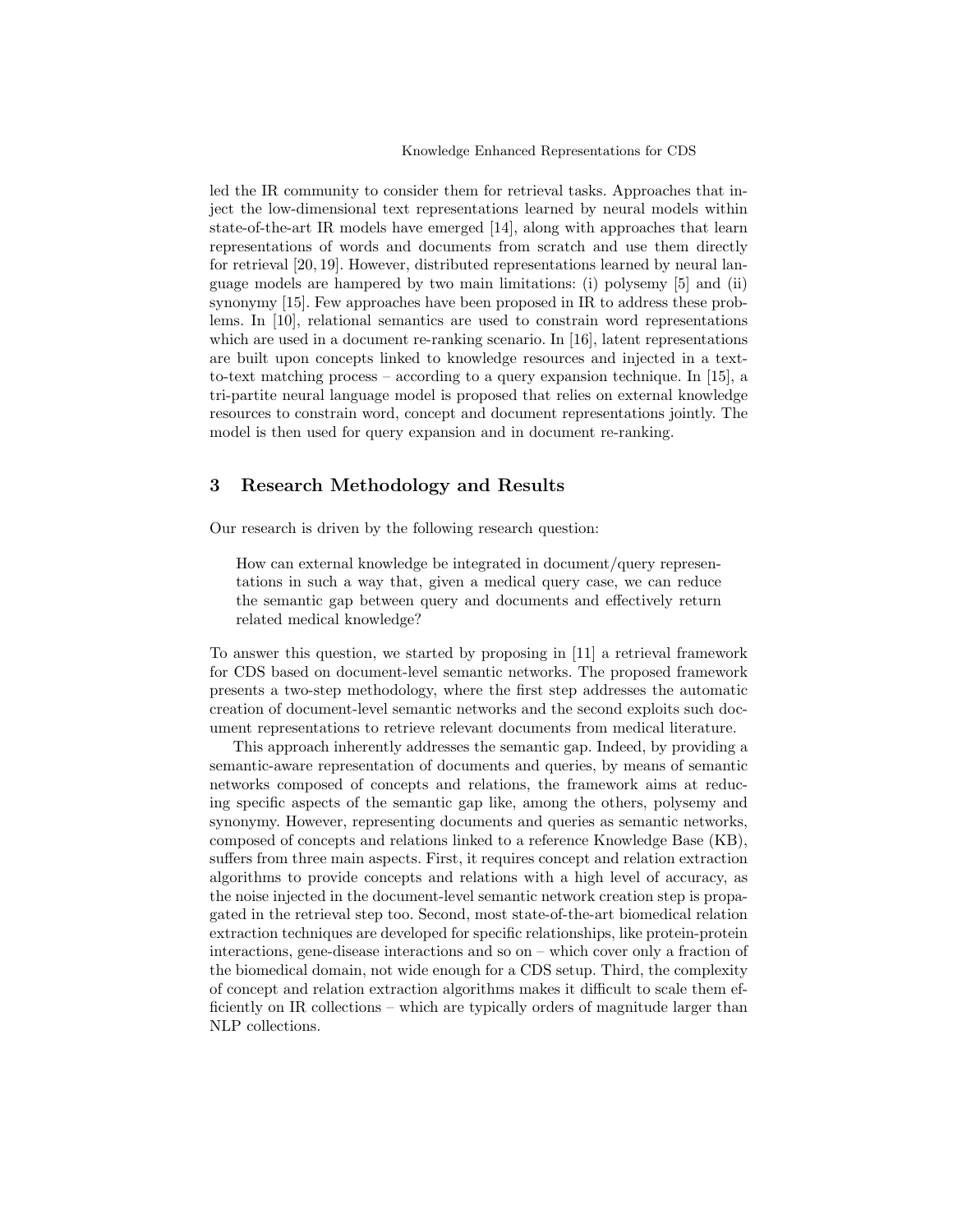led the IR community to consider them for retrieval tasks. Approaches that inject the low-dimensional text representations learned by neural models within state-of-the-art IR models have emerged [14], along with approaches that learn representations of words and documents from scratch and use them directly for retrieval [20, 19]. However, distributed representations learned by neural language models are hampered by two main limitations: (i) polysemy [5] and (ii) synonymy [15]. Few approaches have been proposed in IR to address these problems. In [10], relational semantics are used to constrain word representations which are used in a document re-ranking scenario. In [16], latent representations are built upon concepts linked to knowledge resources and injected in a text-to-text matching process – according to a query expansion technique. In [15], a tri-partite neural language model is proposed that relies on external knowledge resources to constrain word, concept and document representations jointly. The model is then used for query expansion and in document re-ranking.

## 3 Research Methodology and Results

Our research is driven by the following research question:

> How can external knowledge be integrated in document/query representations in such a way that, given a medical query case, we can reduce the semantic gap between query and documents and effectively return related medical knowledge?

To answer this question, we started by proposing in [11] a retrieval framework for CDS based on document-level semantic networks. The proposed framework presents a two-step methodology, where the first step addresses the automatic creation of document-level semantic networks and the second exploits such document representations to retrieve relevant documents from medical literature.

This approach inherently addresses the semantic gap. Indeed, by providing a semantic-aware representation of documents and queries, by means of semantic networks composed of concepts and relations, the framework aims at reducing specific aspects of the semantic gap like, among the others, polysemy and synonymy. However, representing documents and queries as semantic networks, composed of concepts and relations linked to a reference Knowledge Base (KB), suffers from three main aspects. First, it requires concept and relation extraction algorithms to provide concepts and relations with a high level of accuracy, as the noise injected in the document-level semantic network creation step is propagated in the retrieval step too. Second, most state-of-the-art biomedical relation extraction techniques are developed for specific relationships, like protein-protein interactions, gene-disease interactions and so on – which cover only a fraction of the biomedical domain, not wide enough for a CDS setup. Third, the complexity of concept and relation extraction algorithms makes it difficult to scale them efficiently on IR collections – which are typically orders of magnitude larger than NLP collections.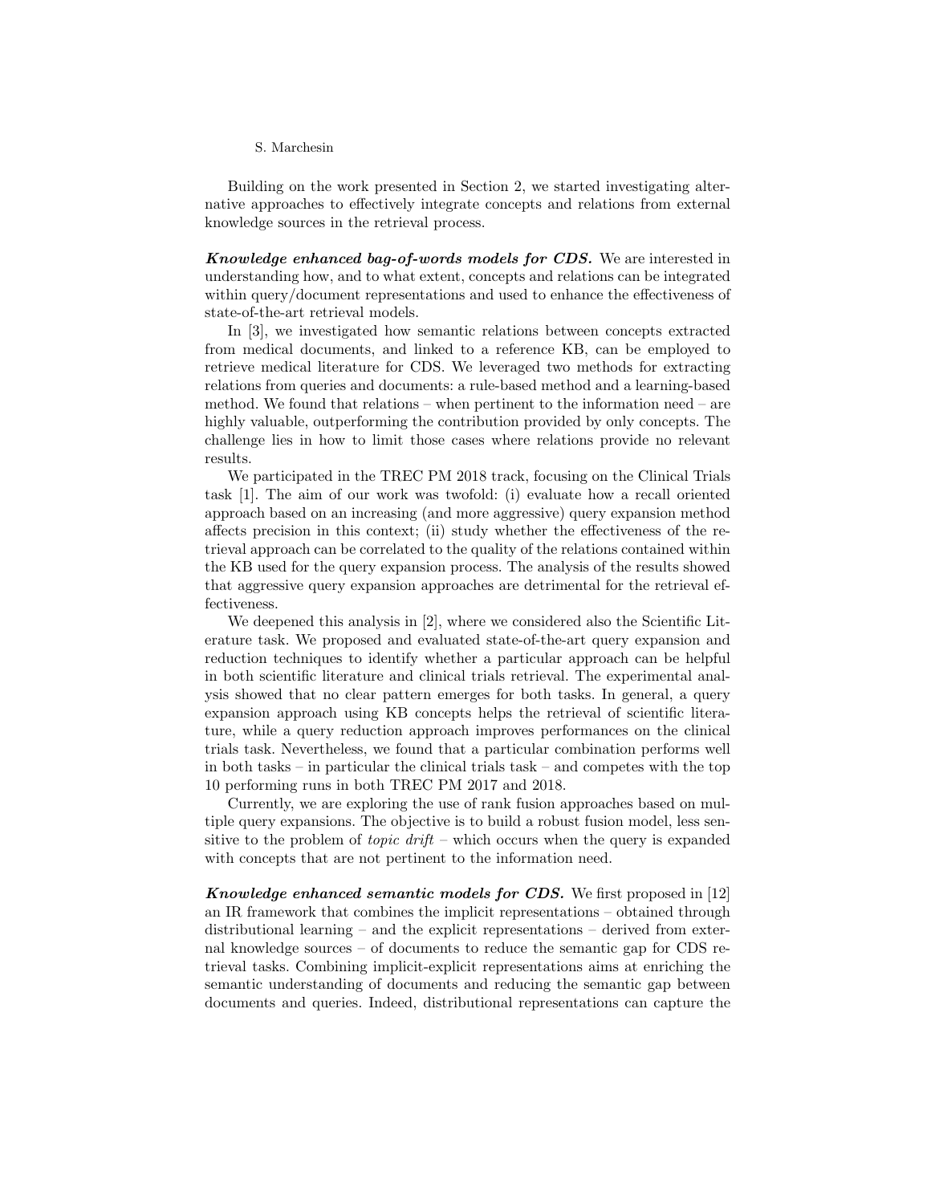Building on the work presented in Section 2, we started investigating alternative approaches to effectively integrate concepts and relations from external knowledge sources in the retrieval process.

***Knowledge enhanced bag-of-words models for CDS.*** We are interested in understanding how, and to what extent, concepts and relations can be integrated within query/document representations and used to enhance the effectiveness of state-of-the-art retrieval models.

In [3], we investigated how semantic relations between concepts extracted from medical documents, and linked to a reference KB, can be employed to retrieve medical literature for CDS. We leveraged two methods for extracting relations from queries and documents: a rule-based method and a learning-based method. We found that relations – when pertinent to the information need – are highly valuable, outperforming the contribution provided by only concepts. The challenge lies in how to limit those cases where relations provide no relevant results.

We participated in the TREC PM 2018 track, focusing on the Clinical Trials task [1]. The aim of our work was twofold: (i) evaluate how a recall oriented approach based on an increasing (and more aggressive) query expansion method affects precision in this context; (ii) study whether the effectiveness of the retrieval approach can be correlated to the quality of the relations contained within the KB used for the query expansion process. The analysis of the results showed that aggressive query expansion approaches are detrimental for the retrieval effectiveness.

We deepened this analysis in [2], where we considered also the Scientific Literature task. We proposed and evaluated state-of-the-art query expansion and reduction techniques to identify whether a particular approach can be helpful in both scientific literature and clinical trials retrieval. The experimental analysis showed that no clear pattern emerges for both tasks. In general, a query expansion approach using KB concepts helps the retrieval of scientific literature, while a query reduction approach improves performances on the clinical trials task. Nevertheless, we found that a particular combination performs well in both tasks – in particular the clinical trials task – and competes with the top 10 performing runs in both TREC PM 2017 and 2018.

Currently, we are exploring the use of rank fusion approaches based on multiple query expansions. The objective is to build a robust fusion model, less sensitive to the problem of *topic drift* – which occurs when the query is expanded with concepts that are not pertinent to the information need.

***Knowledge enhanced semantic models for CDS.*** We first proposed in [12] an IR framework that combines the implicit representations – obtained through distributional learning – and the explicit representations – derived from external knowledge sources – of documents to reduce the semantic gap for CDS retrieval tasks. Combining implicit-explicit representations aims at enriching the semantic understanding of documents and reducing the semantic gap between documents and queries. Indeed, distributional representations can capture the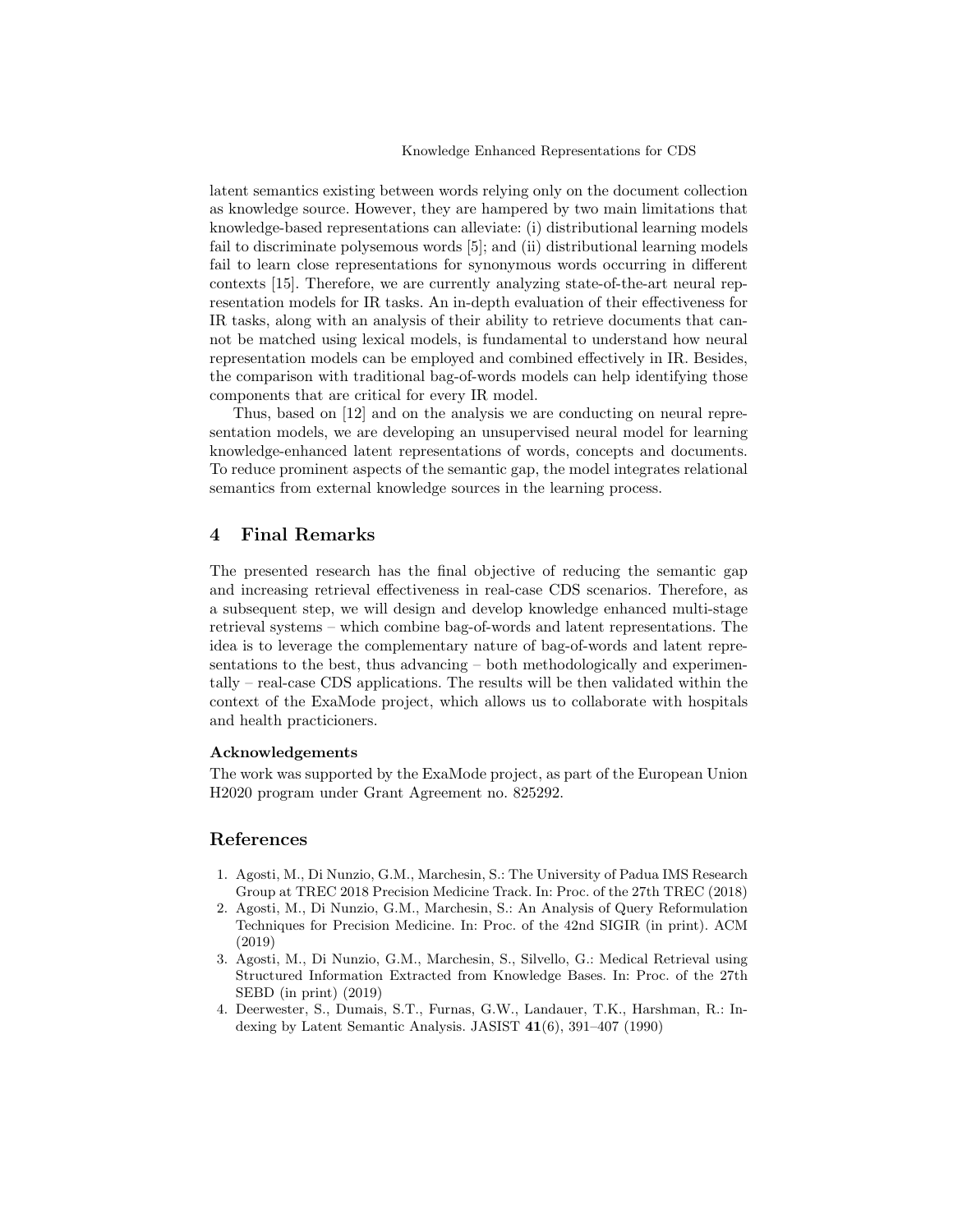latent semantics existing between words relying only on the document collection as knowledge source. However, they are hampered by two main limitations that knowledge-based representations can alleviate: (i) distributional learning models fail to discriminate polysemous words [5]; and (ii) distributional learning models fail to learn close representations for synonymous words occurring in different contexts [15]. Therefore, we are currently analyzing state-of-the-art neural representation models for IR tasks. An in-depth evaluation of their effectiveness for IR tasks, along with an analysis of their ability to retrieve documents that cannot be matched using lexical models, is fundamental to understand how neural representation models can be employed and combined effectively in IR. Besides, the comparison with traditional bag-of-words models can help identifying those components that are critical for every IR model.

Thus, based on [12] and on the analysis we are conducting on neural representation models, we are developing an unsupervised neural model for learning knowledge-enhanced latent representations of words, concepts and documents. To reduce prominent aspects of the semantic gap, the model integrates relational semantics from external knowledge sources in the learning process.

## 4 Final Remarks

The presented research has the final objective of reducing the semantic gap and increasing retrieval effectiveness in real-case CDS scenarios. Therefore, as a subsequent step, we will design and develop knowledge enhanced multi-stage retrieval systems – which combine bag-of-words and latent representations. The idea is to leverage the complementary nature of bag-of-words and latent representations to the best, thus advancing – both methodologically and experimentally – real-case CDS applications. The results will be then validated within the context of the ExaMode project, which allows us to collaborate with hospitals and health practicioners.

### Acknowledgements

The work was supported by the ExaMode project, as part of the European Union H2020 program under Grant Agreement no. 825292.

## References

1. Agosti, M., Di Nunzio, G.M., Marchesin, S.: The University of Padua IMS Research Group at TREC 2018 Precision Medicine Track. In: Proc. of the 27th TREC (2018)
2. Agosti, M., Di Nunzio, G.M., Marchesin, S.: An Analysis of Query Reformulation Techniques for Precision Medicine. In: Proc. of the 42nd SIGIR (in print). ACM (2019)
3. Agosti, M., Di Nunzio, G.M., Marchesin, S., Silvello, G.: Medical Retrieval using Structured Information Extracted from Knowledge Bases. In: Proc. of the 27th SEBD (in print) (2019)
4. Deerwester, S., Dumais, S.T., Furnas, G.W., Landauer, T.K., Harshman, R.: Indexing by Latent Semantic Analysis. JASIST **41**(6), 391–407 (1990)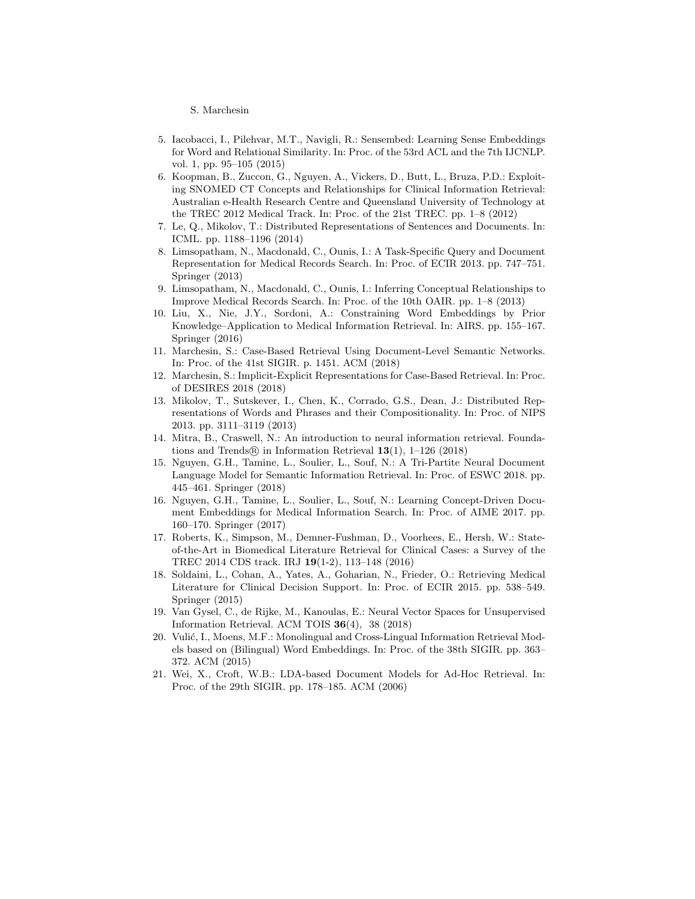5. Iacobacci, I., Pilehvar, M.T., Navigli, R.: Sensembed: Learning Sense Embeddings for Word and Relational Similarity. In: Proc. of the 53rd ACL and the 7th IJCNLP. vol. 1, pp. 95–105 (2015)
6. Koopman, B., Zuccon, G., Nguyen, A., Vickers, D., Butt, L., Bruza, P.D.: Exploiting SNOMED CT Concepts and Relationships for Clinical Information Retrieval: Australian e-Health Research Centre and Queensland University of Technology at the TREC 2012 Medical Track. In: Proc. of the 21st TREC. pp. 1–8 (2012)
7. Le, Q., Mikolov, T.: Distributed Representations of Sentences and Documents. In: ICML. pp. 1188–1196 (2014)
8. Limsopatham, N., Macdonald, C., Ounis, I.: A Task-Specific Query and Document Representation for Medical Records Search. In: Proc. of ECIR 2013. pp. 747–751. Springer (2013)
9. Limsopatham, N., Macdonald, C., Ounis, I.: Inferring Conceptual Relationships to Improve Medical Records Search. In: Proc. of the 10th OAIR. pp. 1–8 (2013)
10. Liu, X., Nie, J.Y., Sordoni, A.: Constraining Word Embeddings by Prior Knowledge–Application to Medical Information Retrieval. In: AIRS. pp. 155–167. Springer (2016)
11. Marchesin, S.: Case-Based Retrieval Using Document-Level Semantic Networks. In: Proc. of the 41st SIGIR. p. 1451. ACM (2018)
12. Marchesin, S.: Implicit-Explicit Representations for Case-Based Retrieval. In: Proc. of DESIRES 2018 (2018)
13. Mikolov, T., Sutskever, I., Chen, K., Corrado, G.S., Dean, J.: Distributed Representations of Words and Phrases and their Compositionality. In: Proc. of NIPS 2013. pp. 3111–3119 (2013)
14. Mitra, B., Craswell, N.: An introduction to neural information retrieval. Foundations and Trends® in Information Retrieval **13**(1), 1–126 (2018)
15. Nguyen, G.H., Tamine, L., Soulier, L., Souf, N.: A Tri-Partite Neural Document Language Model for Semantic Information Retrieval. In: Proc. of ESWC 2018. pp. 445–461. Springer (2018)
16. Nguyen, G.H., Tamine, L., Soulier, L., Souf, N.: Learning Concept-Driven Document Embeddings for Medical Information Search. In: Proc. of AIME 2017. pp. 160–170. Springer (2017)
17. Roberts, K., Simpson, M., Demner-Fushman, D., Voorhees, E., Hersh, W.: State-of-the-Art in Biomedical Literature Retrieval for Clinical Cases: a Survey of the TREC 2014 CDS track. IRJ **19**(1-2), 113–148 (2016)
18. Soldaini, L., Cohan, A., Yates, A., Goharian, N., Frieder, O.: Retrieving Medical Literature for Clinical Decision Support. In: Proc. of ECIR 2015. pp. 538–549. Springer (2015)
19. Van Gysel, C., de Rijke, M., Kanoulas, E.: Neural Vector Spaces for Unsupervised Information Retrieval. ACM TOIS **36**(4), 38 (2018)
20. Vulić, I., Moens, M.F.: Monolingual and Cross-Lingual Information Retrieval Models based on (Bilingual) Word Embeddings. In: Proc. of the 38th SIGIR. pp. 363–372. ACM (2015)
21. Wei, X., Croft, W.B.: LDA-based Document Models for Ad-Hoc Retrieval. In: Proc. of the 29th SIGIR. pp. 178–185. ACM (2006)